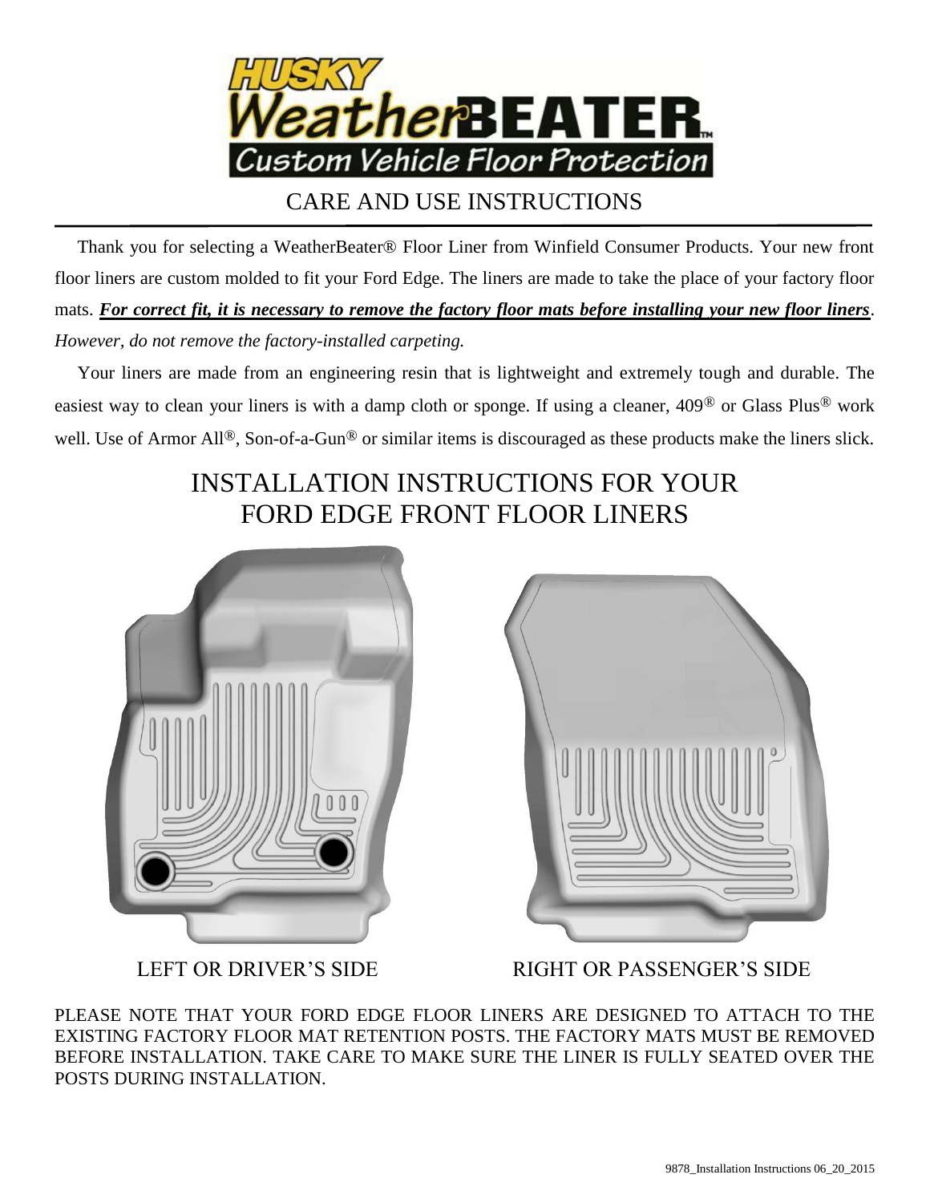# CARE AND USE INSTRUCTIONS

Thank you for selecting a WeatherBeater® Floor Liner from Winfield Consumer Products. Your new front floor liners are custom molded to fit your Ford Edge. The liners are made to take the place of your factory floor mats. ***For correct fit, it is necessary to remove the factory floor mats before installing your new floor liners***. *However, do not remove the factory-installed carpeting.*

Your liners are made from an engineering resin that is lightweight and extremely tough and durable. The easiest way to clean your liners is with a damp cloth or sponge. If using a cleaner, 409® or Glass Plus® work well. Use of Armor All®, Son-of-a-Gun® or similar items is discouraged as these products make the liners slick.

## INSTALLATION INSTRUCTIONS FOR YOUR FORD EDGE FRONT FLOOR LINERS

LEFT OR DRIVER'S SIDE

RIGHT OR PASSENGER'S SIDE

PLEASE NOTE THAT YOUR FORD EDGE FLOOR LINERS ARE DESIGNED TO ATTACH TO THE EXISTING FACTORY FLOOR MAT RETENTION POSTS. THE FACTORY MATS MUST BE REMOVED BEFORE INSTALLATION. TAKE CARE TO MAKE SURE THE LINER IS FULLY SEATED OVER THE POSTS DURING INSTALLATION.

9878_Installation Instructions 06_20_2015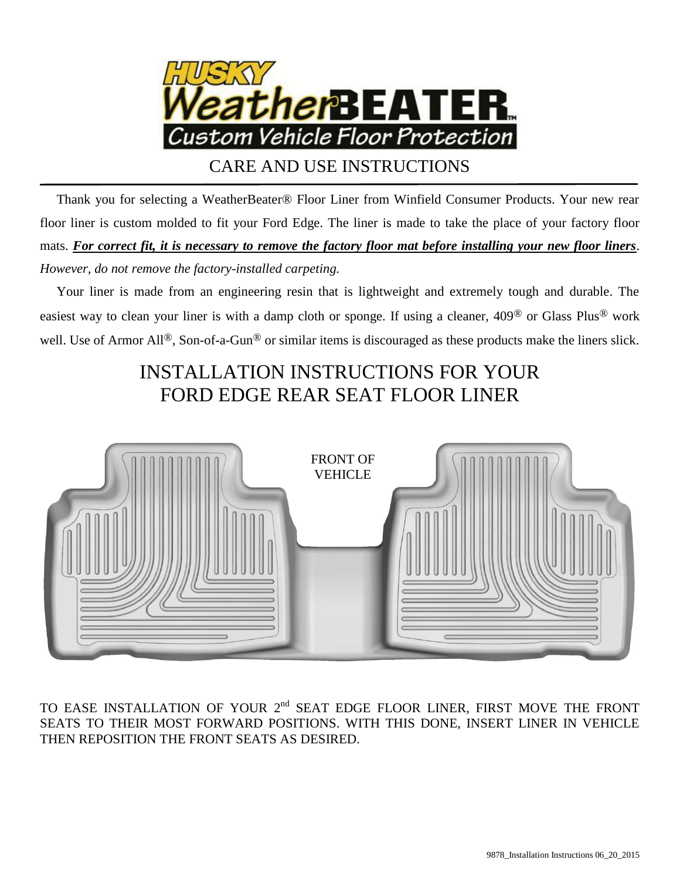# HUSKY WeatherBEATER™

Custom Vehicle Floor Protection

## CARE AND USE INSTRUCTIONS

Thank you for selecting a WeatherBeater® Floor Liner from Winfield Consumer Products. Your new rear floor liner is custom molded to fit your Ford Edge. The liner is made to take the place of your factory floor mats. ***For correct fit, it is necessary to remove the factory floor mat before installing your new floor liners***. *However, do not remove the factory-installed carpeting.*

Your liner is made from an engineering resin that is lightweight and extremely tough and durable. The easiest way to clean your liner is with a damp cloth or sponge. If using a cleaner, 409® or Glass Plus® work well. Use of Armor All®, Son-of-a-Gun® or similar items is discouraged as these products make the liners slick.

## INSTALLATION INSTRUCTIONS FOR YOUR FORD EDGE REAR SEAT FLOOR LINER

FRONT OF VEHICLE

TO EASE INSTALLATION OF YOUR 2nd SEAT EDGE FLOOR LINER, FIRST MOVE THE FRONT SEATS TO THEIR MOST FORWARD POSITIONS. WITH THIS DONE, INSERT LINER IN VEHICLE THEN REPOSITION THE FRONT SEATS AS DESIRED.

9878_Installation Instructions 06_20_2015